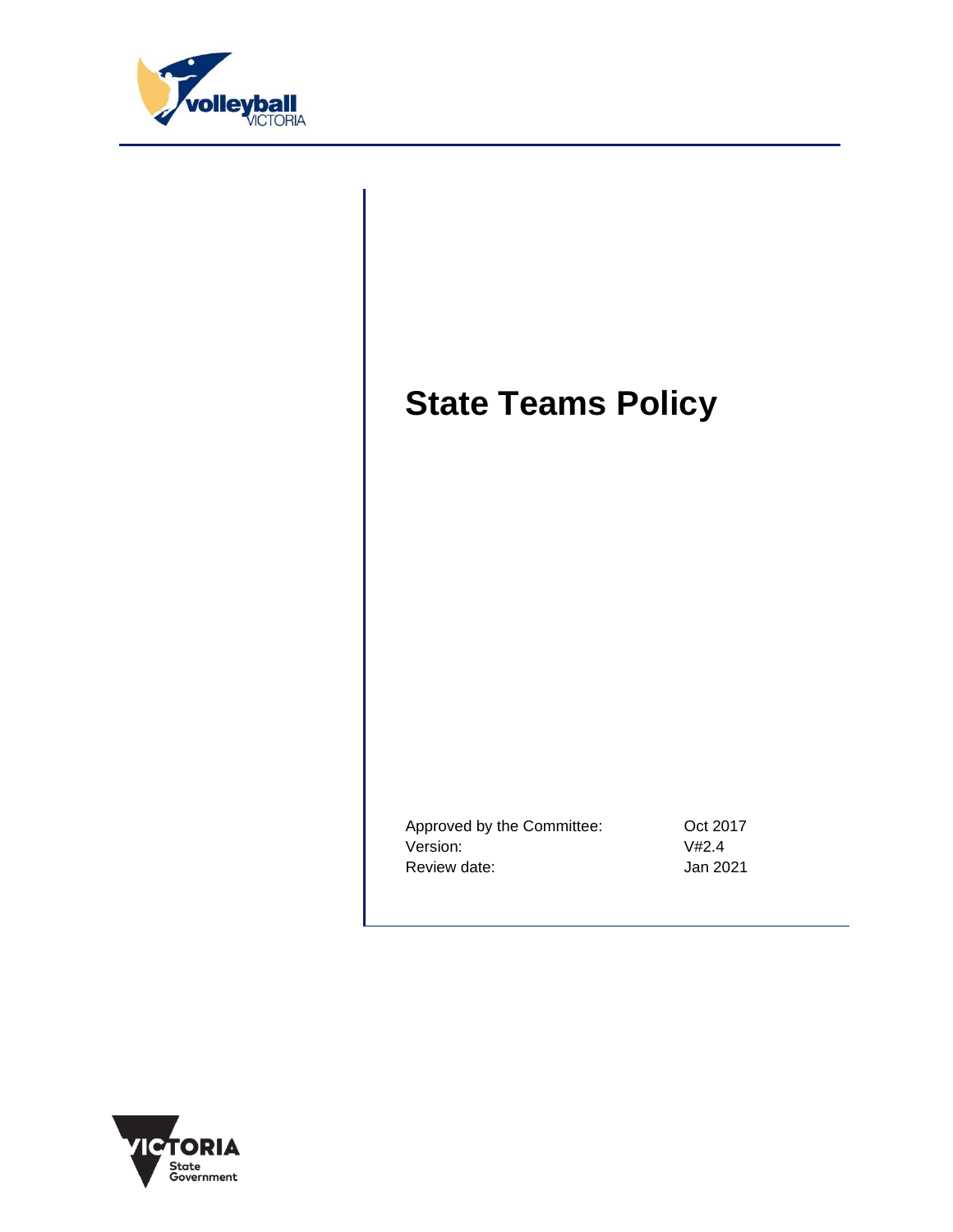# State Teams Policy

| | |
|---|---|
| Approved by the Committee: | Oct 2017 |
| Version: | V#2.4 |
| Review date: | Jan 2021 |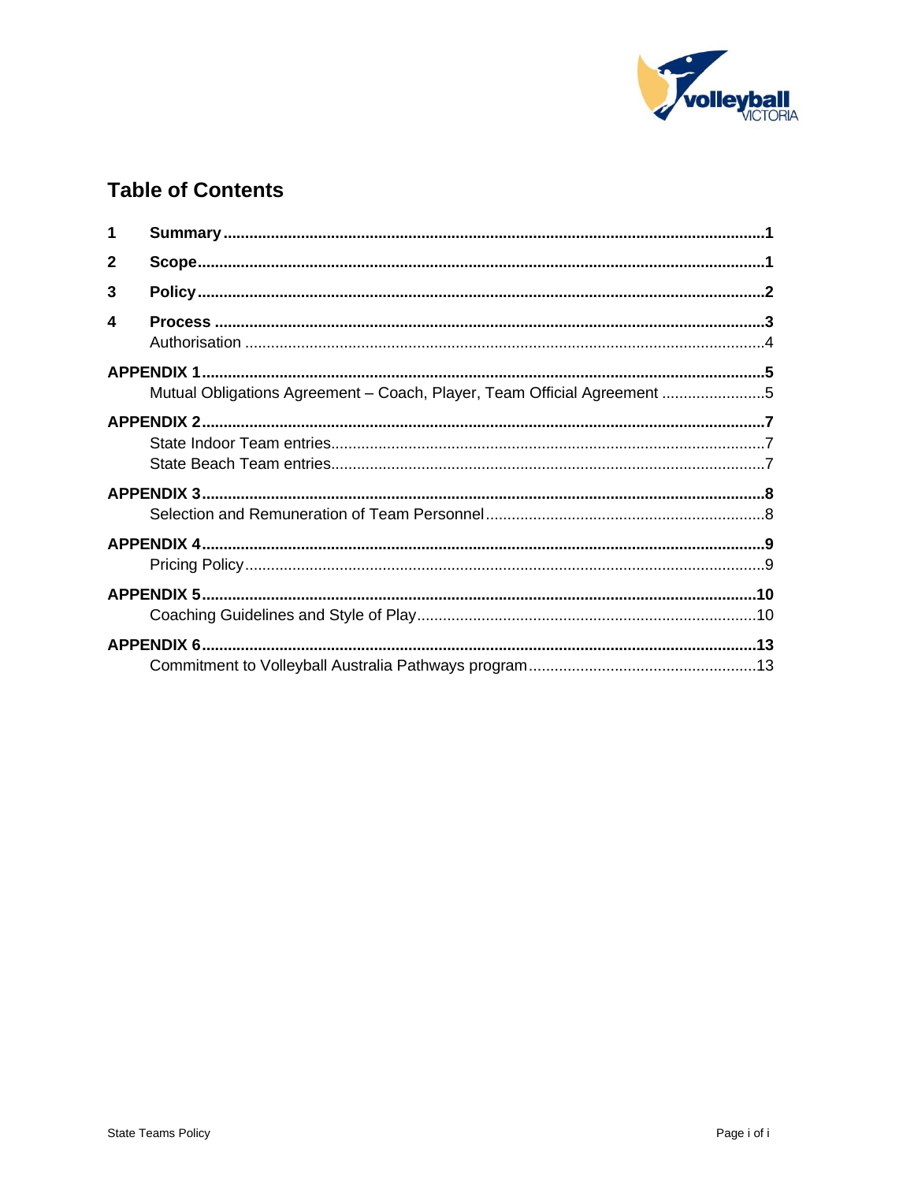## Table of Contents

**1 Summary** .......... **1**

**2 Scope** .......... **1**

**3 Policy** .......... **2**

**4 Process** .......... **3**

Authorisation .......... 4

**APPENDIX 1** .......... **5**

Mutual Obligations Agreement – Coach, Player, Team Official Agreement .......... 5

**APPENDIX 2** .......... **7**

State Indoor Team entries .......... 7

State Beach Team entries .......... 7

**APPENDIX 3** .......... **8**

Selection and Remuneration of Team Personnel .......... 8

**APPENDIX 4** .......... **9**

Pricing Policy .......... 9

**APPENDIX 5** .......... **10**

Coaching Guidelines and Style of Play .......... 10

**APPENDIX 6** .......... **13**

Commitment to Volleyball Australia Pathways program .......... 13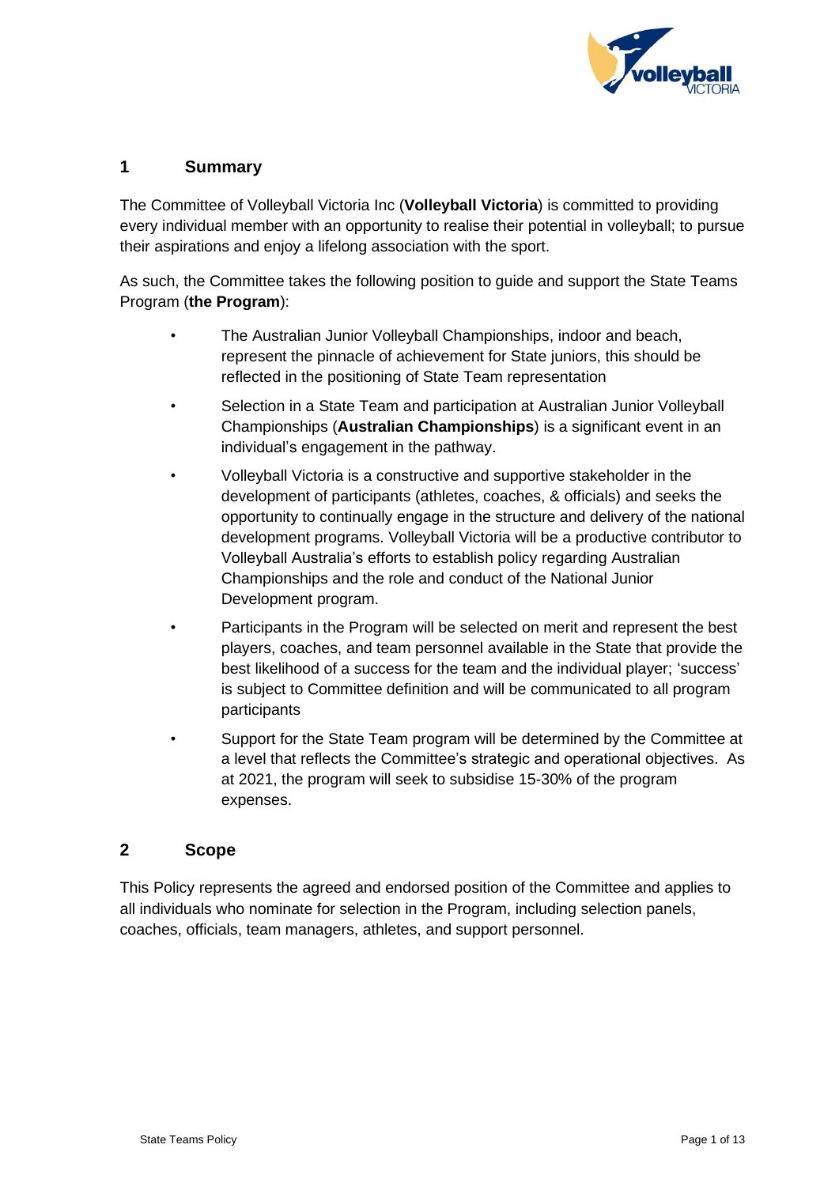## 1 Summary

The Committee of Volleyball Victoria Inc (**Volleyball Victoria**) is committed to providing every individual member with an opportunity to realise their potential in volleyball; to pursue their aspirations and enjoy a lifelong association with the sport.

As such, the Committee takes the following position to guide and support the State Teams Program (**the Program**):

- The Australian Junior Volleyball Championships, indoor and beach, represent the pinnacle of achievement for State juniors, this should be reflected in the positioning of State Team representation
- Selection in a State Team and participation at Australian Junior Volleyball Championships (**Australian Championships**) is a significant event in an individual's engagement in the pathway.
- Volleyball Victoria is a constructive and supportive stakeholder in the development of participants (athletes, coaches, & officials) and seeks the opportunity to continually engage in the structure and delivery of the national development programs. Volleyball Victoria will be a productive contributor to Volleyball Australia's efforts to establish policy regarding Australian Championships and the role and conduct of the National Junior Development program.
- Participants in the Program will be selected on merit and represent the best players, coaches, and team personnel available in the State that provide the best likelihood of a success for the team and the individual player; 'success' is subject to Committee definition and will be communicated to all program participants
- Support for the State Team program will be determined by the Committee at a level that reflects the Committee's strategic and operational objectives. As at 2021, the program will seek to subsidise 15-30% of the program expenses.

## 2 Scope

This Policy represents the agreed and endorsed position of the Committee and applies to all individuals who nominate for selection in the Program, including selection panels, coaches, officials, team managers, athletes, and support personnel.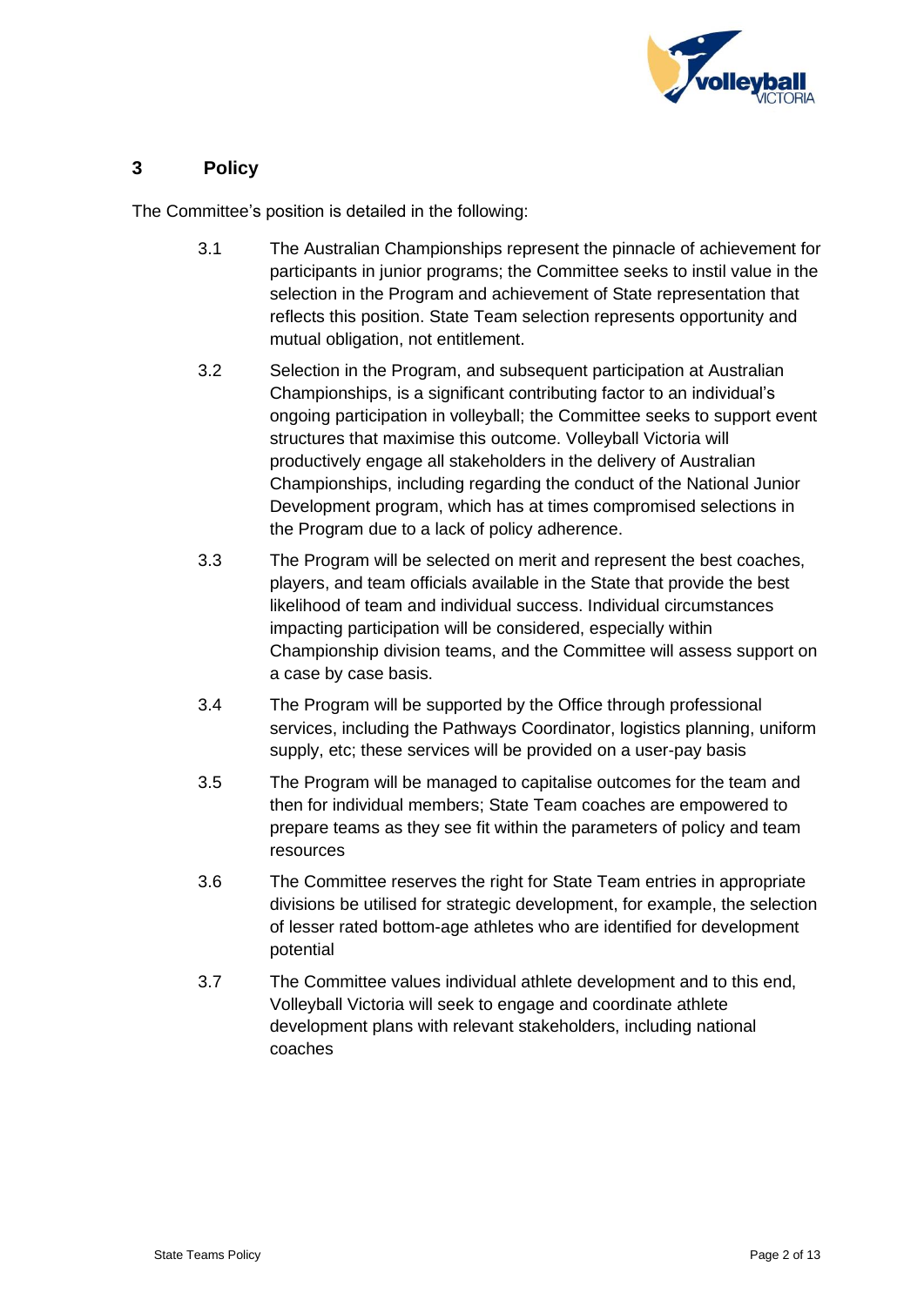## 3 Policy

The Committee's position is detailed in the following:

3.1 The Australian Championships represent the pinnacle of achievement for participants in junior programs; the Committee seeks to instil value in the selection in the Program and achievement of State representation that reflects this position. State Team selection represents opportunity and mutual obligation, not entitlement.

3.2 Selection in the Program, and subsequent participation at Australian Championships, is a significant contributing factor to an individual's ongoing participation in volleyball; the Committee seeks to support event structures that maximise this outcome. Volleyball Victoria will productively engage all stakeholders in the delivery of Australian Championships, including regarding the conduct of the National Junior Development program, which has at times compromised selections in the Program due to a lack of policy adherence.

3.3 The Program will be selected on merit and represent the best coaches, players, and team officials available in the State that provide the best likelihood of team and individual success. Individual circumstances impacting participation will be considered, especially within Championship division teams, and the Committee will assess support on a case by case basis.

3.4 The Program will be supported by the Office through professional services, including the Pathways Coordinator, logistics planning, uniform supply, etc; these services will be provided on a user-pay basis

3.5 The Program will be managed to capitalise outcomes for the team and then for individual members; State Team coaches are empowered to prepare teams as they see fit within the parameters of policy and team resources

3.6 The Committee reserves the right for State Team entries in appropriate divisions be utilised for strategic development, for example, the selection of lesser rated bottom-age athletes who are identified for development potential

3.7 The Committee values individual athlete development and to this end, Volleyball Victoria will seek to engage and coordinate athlete development plans with relevant stakeholders, including national coaches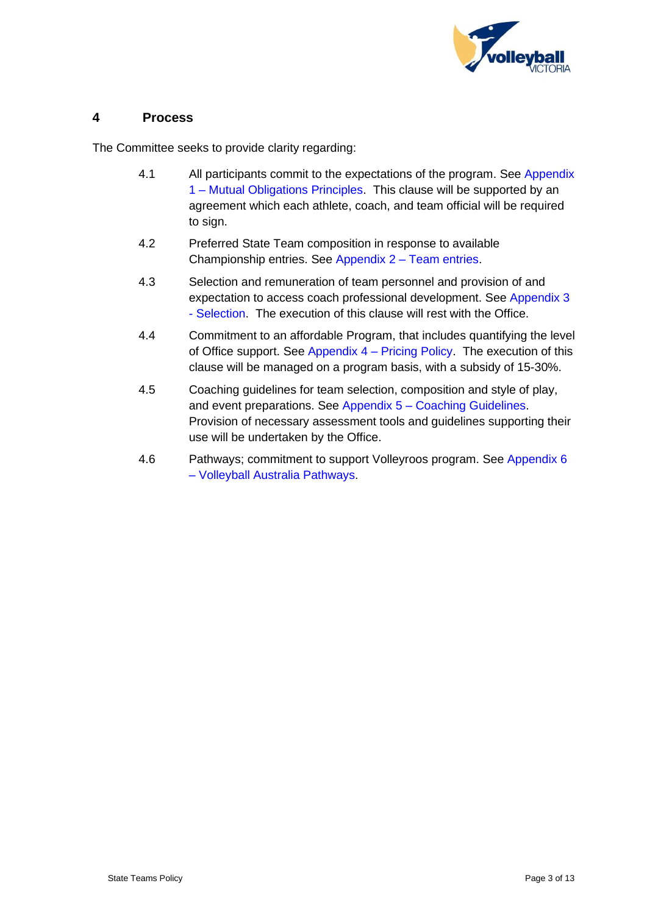## 4 Process

The Committee seeks to provide clarity regarding:

4.1 All participants commit to the expectations of the program. See Appendix 1 – Mutual Obligations Principles. This clause will be supported by an agreement which each athlete, coach, and team official will be required to sign.

4.2 Preferred State Team composition in response to available Championship entries. See Appendix 2 – Team entries.

4.3 Selection and remuneration of team personnel and provision of and expectation to access coach professional development. See Appendix 3 - Selection. The execution of this clause will rest with the Office.

4.4 Commitment to an affordable Program, that includes quantifying the level of Office support. See Appendix 4 – Pricing Policy. The execution of this clause will be managed on a program basis, with a subsidy of 15-30%.

4.5 Coaching guidelines for team selection, composition and style of play, and event preparations. See Appendix 5 – Coaching Guidelines. Provision of necessary assessment tools and guidelines supporting their use will be undertaken by the Office.

4.6 Pathways; commitment to support Volleyroos program. See Appendix 6 – Volleyball Australia Pathways.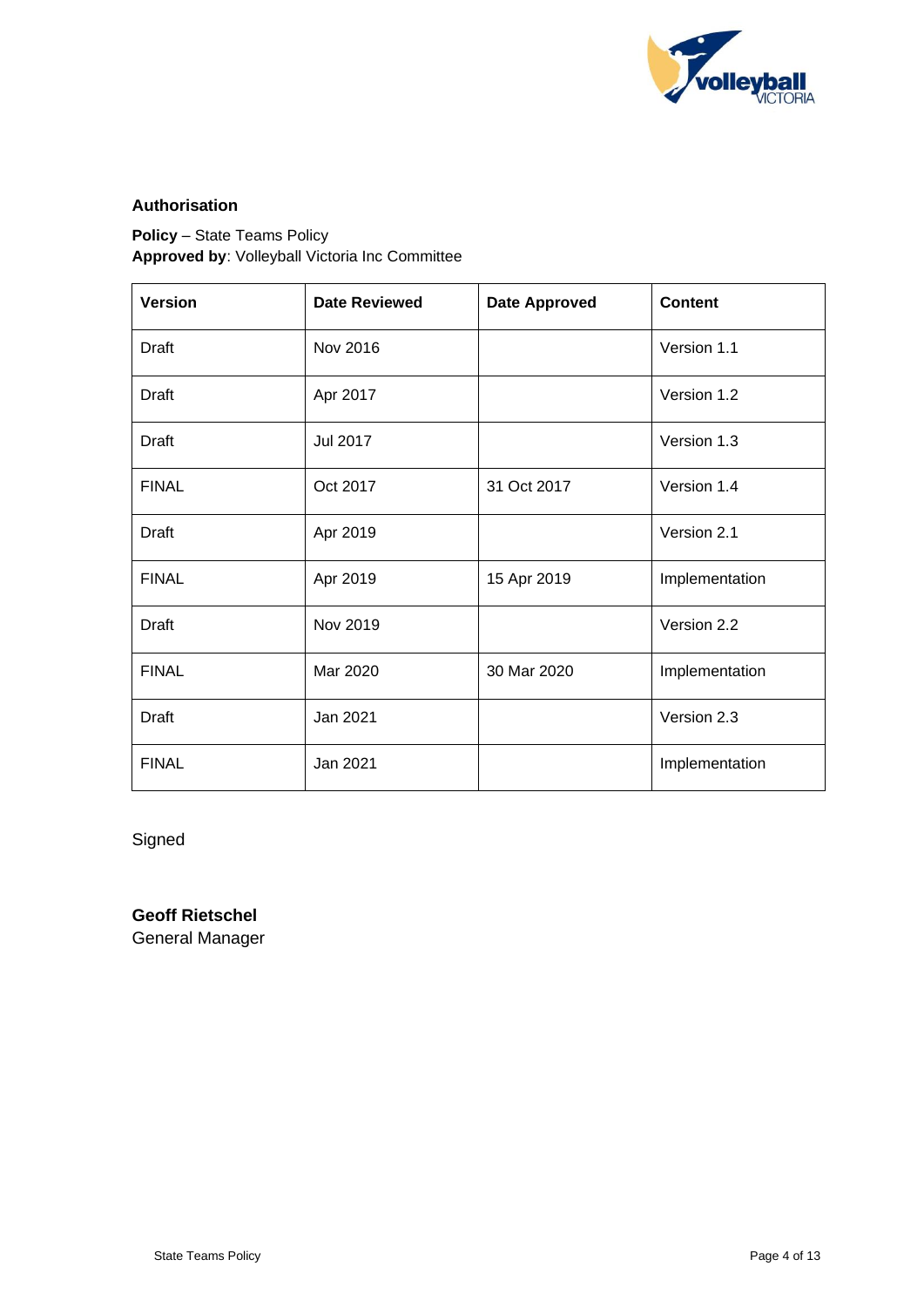**Authorisation**

**Policy** – State Teams Policy
**Approved by**: Volleyball Victoria Inc Committee

| Version | Date Reviewed | Date Approved | Content |
|---|---|---|---|
| Draft | Nov 2016 | | Version 1.1 |
| Draft | Apr 2017 | | Version 1.2 |
| Draft | Jul 2017 | | Version 1.3 |
| FINAL | Oct 2017 | 31 Oct 2017 | Version 1.4 |
| Draft | Apr 2019 | | Version 2.1 |
| FINAL | Apr 2019 | 15 Apr 2019 | Implementation |
| Draft | Nov 2019 | | Version 2.2 |
| FINAL | Mar 2020 | 30 Mar 2020 | Implementation |
| Draft | Jan 2021 | | Version 2.3 |
| FINAL | Jan 2021 | | Implementation |

Signed

**Geoff Rietschel**
General Manager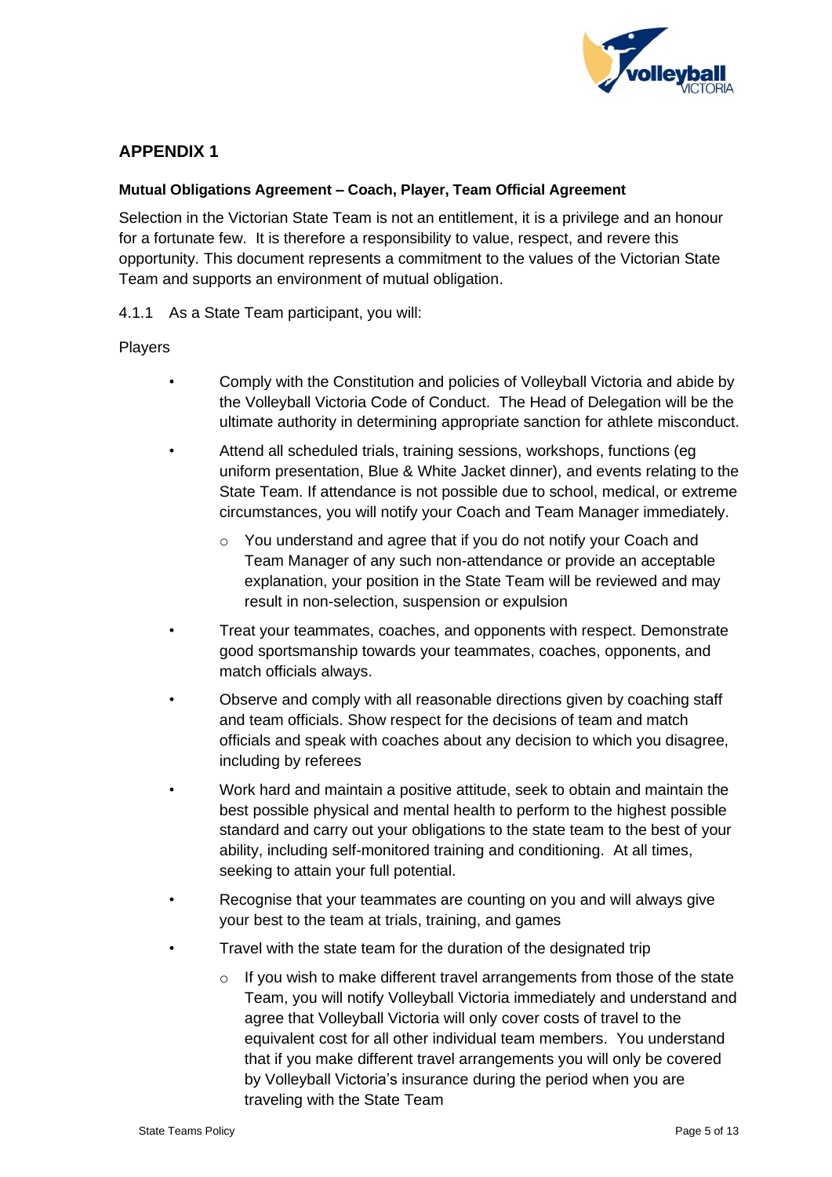## APPENDIX 1

**Mutual Obligations Agreement – Coach, Player, Team Official Agreement**

Selection in the Victorian State Team is not an entitlement, it is a privilege and an honour for a fortunate few. It is therefore a responsibility to value, respect, and revere this opportunity. This document represents a commitment to the values of the Victorian State Team and supports an environment of mutual obligation.

4.1.1 As a State Team participant, you will:

Players

- Comply with the Constitution and policies of Volleyball Victoria and abide by the Volleyball Victoria Code of Conduct. The Head of Delegation will be the ultimate authority in determining appropriate sanction for athlete misconduct.
- Attend all scheduled trials, training sessions, workshops, functions (eg uniform presentation, Blue & White Jacket dinner), and events relating to the State Team. If attendance is not possible due to school, medical, or extreme circumstances, you will notify your Coach and Team Manager immediately.
    - You understand and agree that if you do not notify your Coach and Team Manager of any such non-attendance or provide an acceptable explanation, your position in the State Team will be reviewed and may result in non-selection, suspension or expulsion
- Treat your teammates, coaches, and opponents with respect. Demonstrate good sportsmanship towards your teammates, coaches, opponents, and match officials always.
- Observe and comply with all reasonable directions given by coaching staff and team officials. Show respect for the decisions of team and match officials and speak with coaches about any decision to which you disagree, including by referees
- Work hard and maintain a positive attitude, seek to obtain and maintain the best possible physical and mental health to perform to the highest possible standard and carry out your obligations to the state team to the best of your ability, including self-monitored training and conditioning. At all times, seeking to attain your full potential.
- Recognise that your teammates are counting on you and will always give your best to the team at trials, training, and games
- Travel with the state team for the duration of the designated trip
    - If you wish to make different travel arrangements from those of the state Team, you will notify Volleyball Victoria immediately and understand and agree that Volleyball Victoria will only cover costs of travel to the equivalent cost for all other individual team members. You understand that if you make different travel arrangements you will only be covered by Volleyball Victoria's insurance during the period when you are traveling with the State Team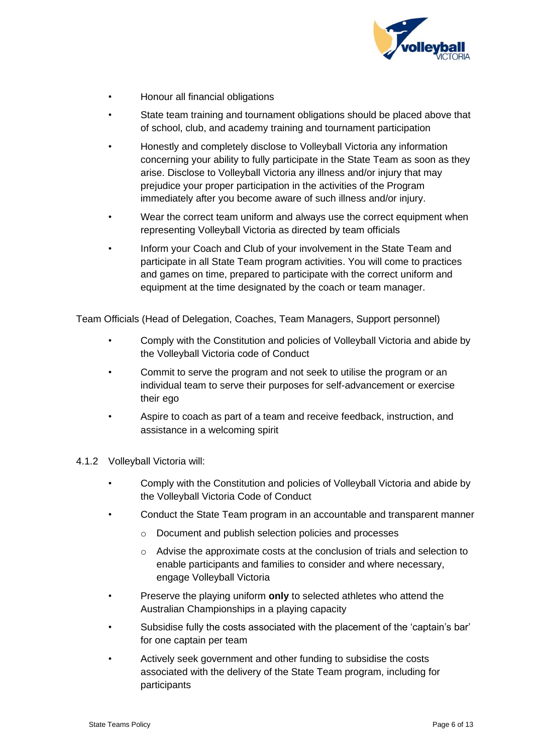- Honour all financial obligations
- State team training and tournament obligations should be placed above that of school, club, and academy training and tournament participation
- Honestly and completely disclose to Volleyball Victoria any information concerning your ability to fully participate in the State Team as soon as they arise. Disclose to Volleyball Victoria any illness and/or injury that may prejudice your proper participation in the activities of the Program immediately after you become aware of such illness and/or injury.
- Wear the correct team uniform and always use the correct equipment when representing Volleyball Victoria as directed by team officials
- Inform your Coach and Club of your involvement in the State Team and participate in all State Team program activities. You will come to practices and games on time, prepared to participate with the correct uniform and equipment at the time designated by the coach or team manager.

Team Officials (Head of Delegation, Coaches, Team Managers, Support personnel)

- Comply with the Constitution and policies of Volleyball Victoria and abide by the Volleyball Victoria code of Conduct
- Commit to serve the program and not seek to utilise the program or an individual team to serve their purposes for self-advancement or exercise their ego
- Aspire to coach as part of a team and receive feedback, instruction, and assistance in a welcoming spirit

4.1.2 Volleyball Victoria will:

- Comply with the Constitution and policies of Volleyball Victoria and abide by the Volleyball Victoria Code of Conduct
- Conduct the State Team program in an accountable and transparent manner
  - Document and publish selection policies and processes
  - Advise the approximate costs at the conclusion of trials and selection to enable participants and families to consider and where necessary, engage Volleyball Victoria
- Preserve the playing uniform **only** to selected athletes who attend the Australian Championships in a playing capacity
- Subsidise fully the costs associated with the placement of the 'captain's bar' for one captain per team
- Actively seek government and other funding to subsidise the costs associated with the delivery of the State Team program, including for participants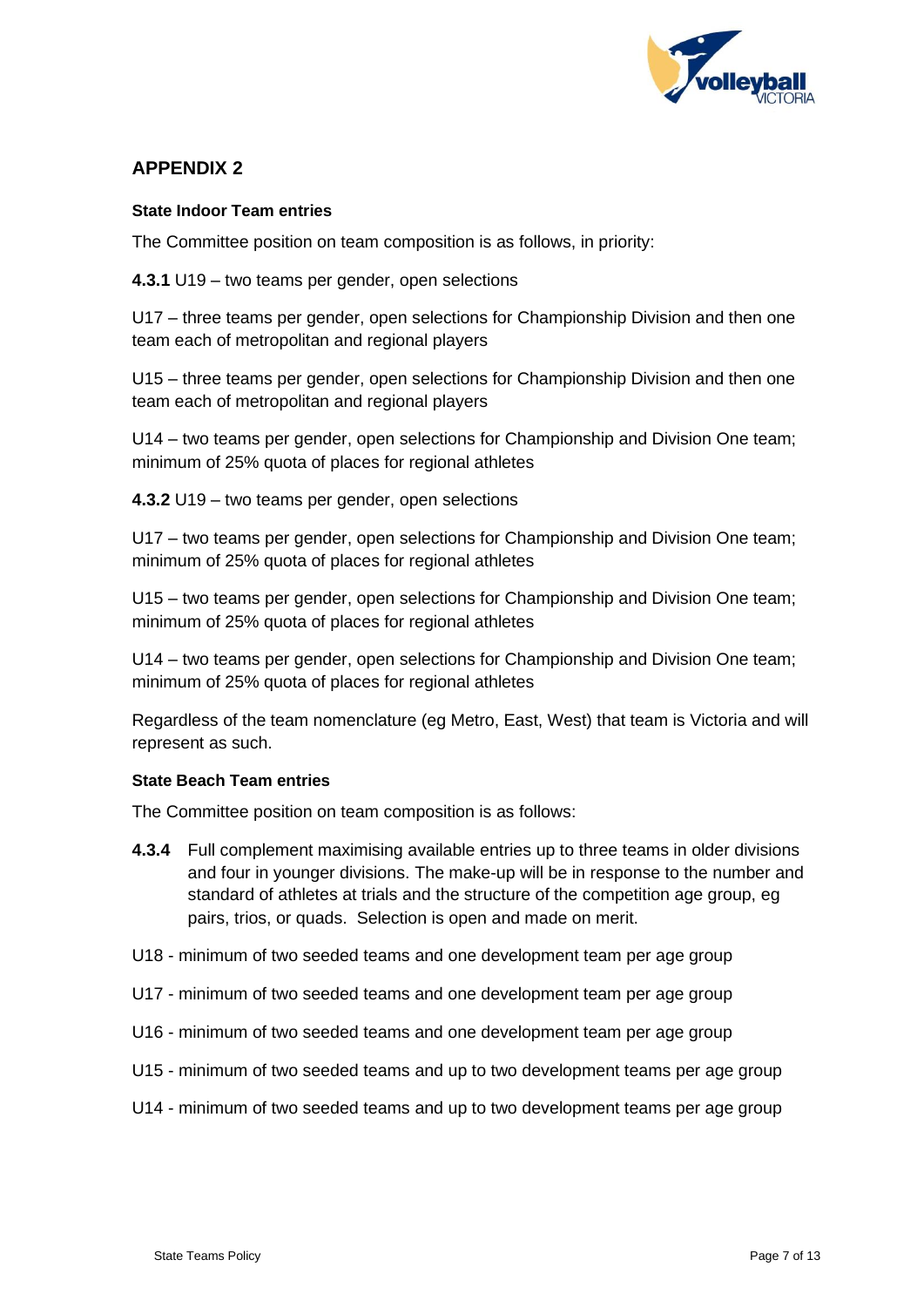## APPENDIX 2

**State Indoor Team entries**

The Committee position on team composition is as follows, in priority:

**4.3.1** U19 – two teams per gender, open selections

U17 – three teams per gender, open selections for Championship Division and then one team each of metropolitan and regional players

U15 – three teams per gender, open selections for Championship Division and then one team each of metropolitan and regional players

U14 – two teams per gender, open selections for Championship and Division One team; minimum of 25% quota of places for regional athletes

**4.3.2** U19 – two teams per gender, open selections

U17 – two teams per gender, open selections for Championship and Division One team; minimum of 25% quota of places for regional athletes

U15 – two teams per gender, open selections for Championship and Division One team; minimum of 25% quota of places for regional athletes

U14 – two teams per gender, open selections for Championship and Division One team; minimum of 25% quota of places for regional athletes

Regardless of the team nomenclature (eg Metro, East, West) that team is Victoria and will represent as such.

**State Beach Team entries**

The Committee position on team composition is as follows:

**4.3.4** Full complement maximising available entries up to three teams in older divisions and four in younger divisions. The make-up will be in response to the number and standard of athletes at trials and the structure of the competition age group, eg pairs, trios, or quads. Selection is open and made on merit.

U18 - minimum of two seeded teams and one development team per age group

U17 - minimum of two seeded teams and one development team per age group

U16 - minimum of two seeded teams and one development team per age group

U15 - minimum of two seeded teams and up to two development teams per age group

U14 - minimum of two seeded teams and up to two development teams per age group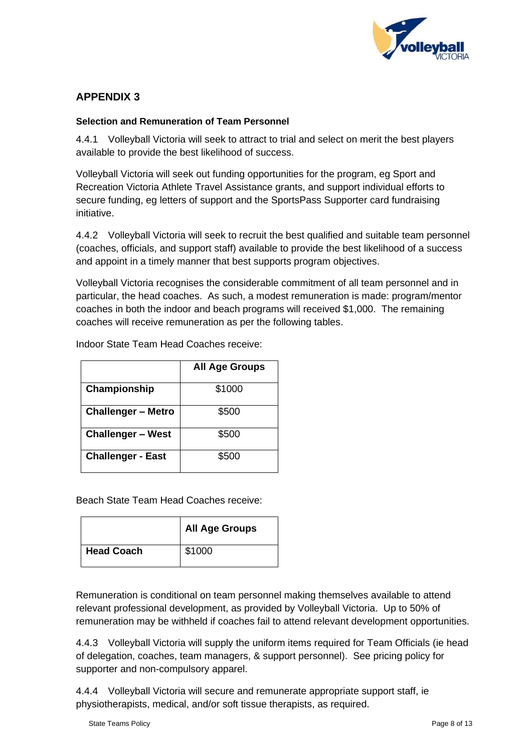## APPENDIX 3

**Selection and Remuneration of Team Personnel**

4.4.1 Volleyball Victoria will seek to attract to trial and select on merit the best players available to provide the best likelihood of success.

Volleyball Victoria will seek out funding opportunities for the program, eg Sport and Recreation Victoria Athlete Travel Assistance grants, and support individual efforts to secure funding, eg letters of support and the SportsPass Supporter card fundraising initiative.

4.4.2 Volleyball Victoria will seek to recruit the best qualified and suitable team personnel (coaches, officials, and support staff) available to provide the best likelihood of a success and appoint in a timely manner that best supports program objectives.

Volleyball Victoria recognises the considerable commitment of all team personnel and in particular, the head coaches. As such, a modest remuneration is made: program/mentor coaches in both the indoor and beach programs will received $1,000. The remaining coaches will receive remuneration as per the following tables.

Indoor State Team Head Coaches receive:

| | **All Age Groups** |
|---|---|
| **Championship** | $1000 |
| **Challenger – Metro** | $500 |
| **Challenger – West** | $500 |
| **Challenger - East** | $500 |

Beach State Team Head Coaches receive:

| | **All Age Groups** |
|---|---|
| **Head Coach** | $1000 |

Remuneration is conditional on team personnel making themselves available to attend relevant professional development, as provided by Volleyball Victoria. Up to 50% of remuneration may be withheld if coaches fail to attend relevant development opportunities.

4.4.3 Volleyball Victoria will supply the uniform items required for Team Officials (ie head of delegation, coaches, team managers, & support personnel). See pricing policy for supporter and non-compulsory apparel.

4.4.4 Volleyball Victoria will secure and remunerate appropriate support staff, ie physiotherapists, medical, and/or soft tissue therapists, as required.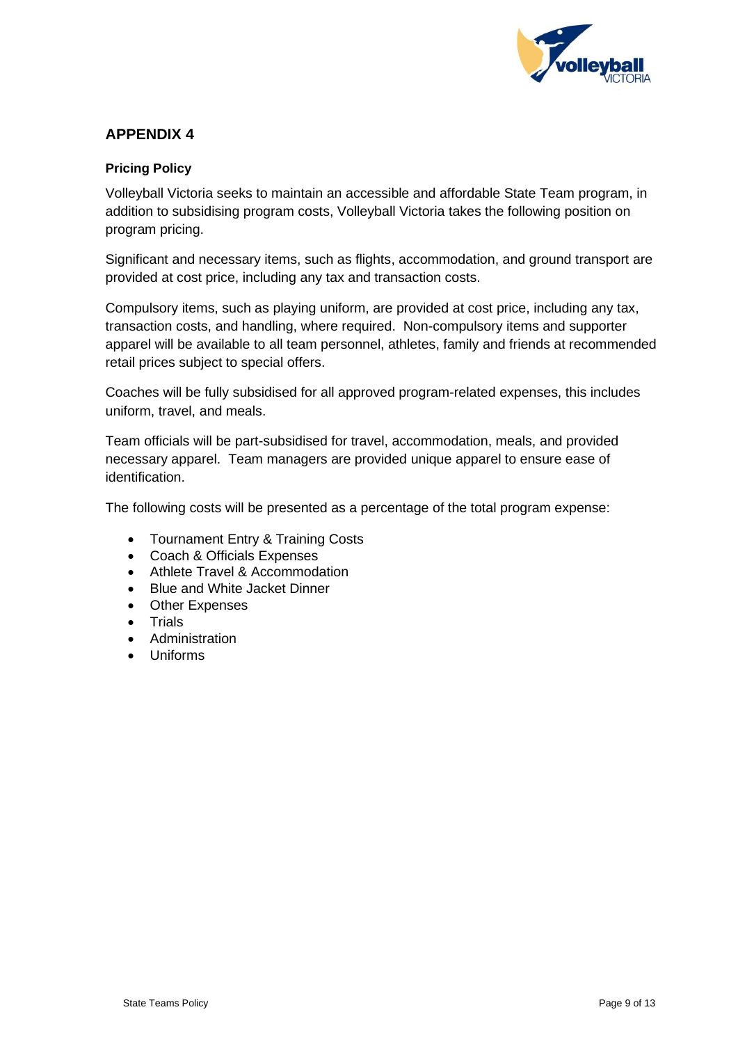## APPENDIX 4

**Pricing Policy**

Volleyball Victoria seeks to maintain an accessible and affordable State Team program, in addition to subsidising program costs, Volleyball Victoria takes the following position on program pricing.

Significant and necessary items, such as flights, accommodation, and ground transport are provided at cost price, including any tax and transaction costs.

Compulsory items, such as playing uniform, are provided at cost price, including any tax, transaction costs, and handling, where required. Non-compulsory items and supporter apparel will be available to all team personnel, athletes, family and friends at recommended retail prices subject to special offers.

Coaches will be fully subsidised for all approved program-related expenses, this includes uniform, travel, and meals.

Team officials will be part-subsidised for travel, accommodation, meals, and provided necessary apparel. Team managers are provided unique apparel to ensure ease of identification.

The following costs will be presented as a percentage of the total program expense:

- Tournament Entry & Training Costs
- Coach & Officials Expenses
- Athlete Travel & Accommodation
- Blue and White Jacket Dinner
- Other Expenses
- Trials
- Administration
- Uniforms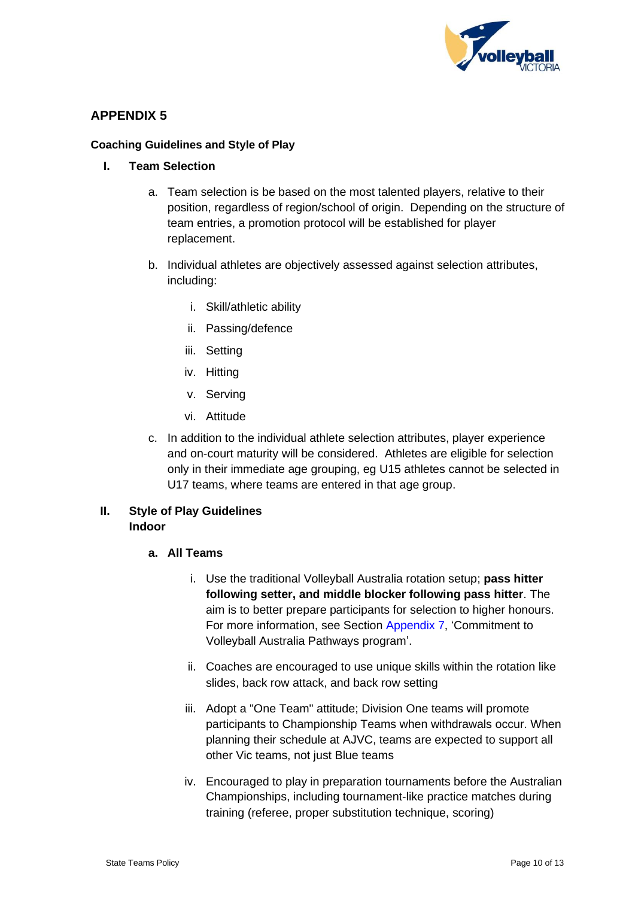## APPENDIX 5

**Coaching Guidelines and Style of Play**

### I. Team Selection

a. Team selection is be based on the most talented players, relative to their position, regardless of region/school of origin. Depending on the structure of team entries, a promotion protocol will be established for player replacement.

b. Individual athletes are objectively assessed against selection attributes, including:

   i. Skill/athletic ability
   ii. Passing/defence
   iii. Setting
   iv. Hitting
   v. Serving
   vi. Attitude

c. In addition to the individual athlete selection attributes, player experience and on-court maturity will be considered. Athletes are eligible for selection only in their immediate age grouping, eg U15 athletes cannot be selected in U17 teams, where teams are entered in that age group.

### II. Style of Play Guidelines
**Indoor**

**a. All Teams**

   i. Use the traditional Volleyball Australia rotation setup; **pass hitter following setter, and middle blocker following pass hitter**. The aim is to better prepare participants for selection to higher honours. For more information, see Section Appendix 7, 'Commitment to Volleyball Australia Pathways program'.

   ii. Coaches are encouraged to use unique skills within the rotation like slides, back row attack, and back row setting

   iii. Adopt a "One Team" attitude; Division One teams will promote participants to Championship Teams when withdrawals occur. When planning their schedule at AJVC, teams are expected to support all other Vic teams, not just Blue teams

   iv. Encouraged to play in preparation tournaments before the Australian Championships, including tournament-like practice matches during training (referee, proper substitution technique, scoring)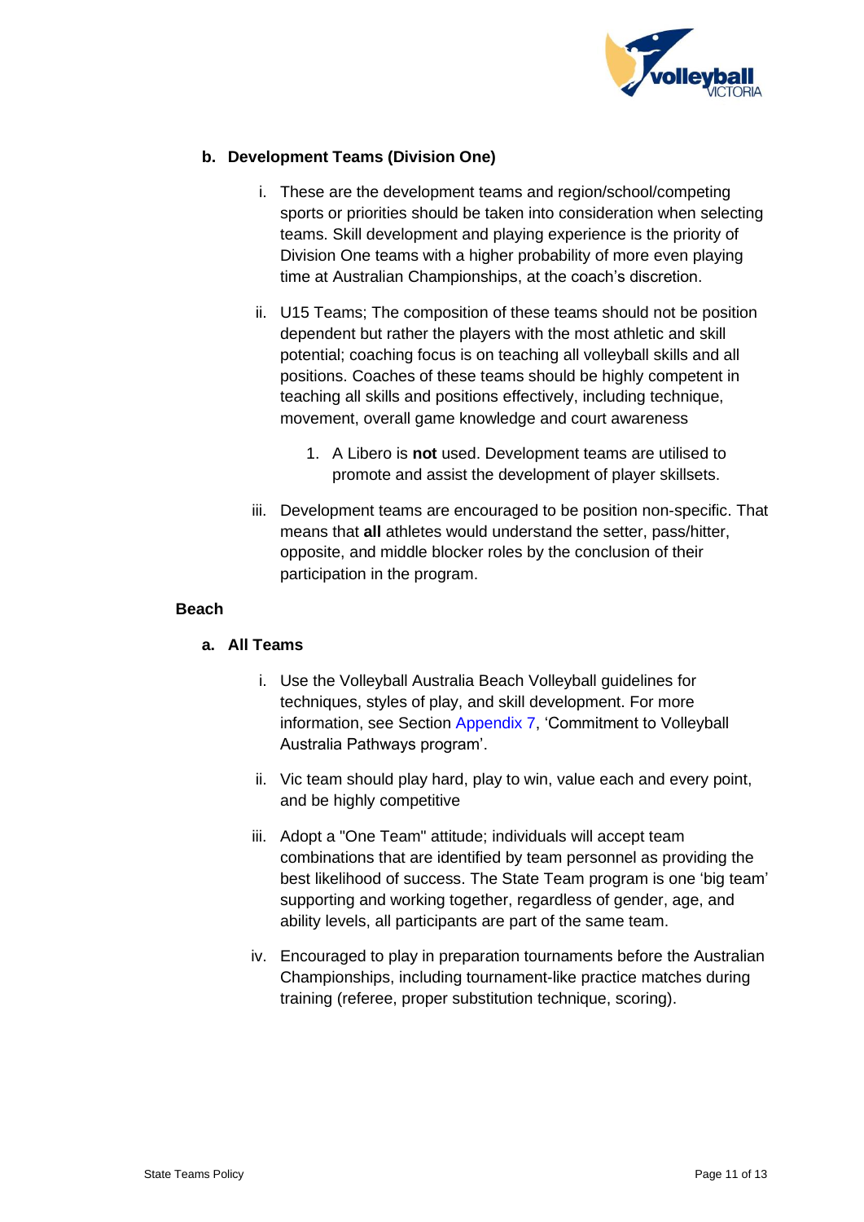**b. Development Teams (Division One)**

i. These are the development teams and region/school/competing sports or priorities should be taken into consideration when selecting teams. Skill development and playing experience is the priority of Division One teams with a higher probability of more even playing time at Australian Championships, at the coach's discretion.

ii. U15 Teams; The composition of these teams should not be position dependent but rather the players with the most athletic and skill potential; coaching focus is on teaching all volleyball skills and all positions. Coaches of these teams should be highly competent in teaching all skills and positions effectively, including technique, movement, overall game knowledge and court awareness

1. A Libero is **not** used. Development teams are utilised to promote and assist the development of player skillsets.

iii. Development teams are encouraged to be position non-specific. That means that **all** athletes would understand the setter, pass/hitter, opposite, and middle blocker roles by the conclusion of their participation in the program.

**Beach**

**a. All Teams**

i. Use the Volleyball Australia Beach Volleyball guidelines for techniques, styles of play, and skill development. For more information, see Section Appendix 7, 'Commitment to Volleyball Australia Pathways program'.

ii. Vic team should play hard, play to win, value each and every point, and be highly competitive

iii. Adopt a "One Team" attitude; individuals will accept team combinations that are identified by team personnel as providing the best likelihood of success. The State Team program is one 'big team' supporting and working together, regardless of gender, age, and ability levels, all participants are part of the same team.

iv. Encouraged to play in preparation tournaments before the Australian Championships, including tournament-like practice matches during training (referee, proper substitution technique, scoring).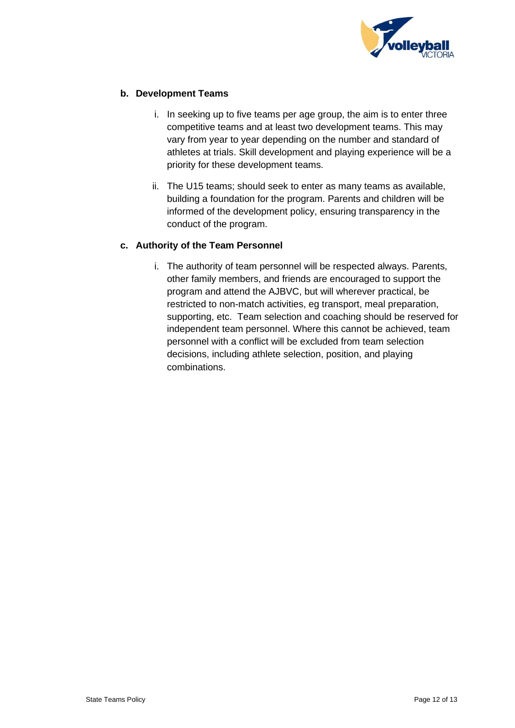**b. Development Teams**

i. In seeking up to five teams per age group, the aim is to enter three competitive teams and at least two development teams. This may vary from year to year depending on the number and standard of athletes at trials. Skill development and playing experience will be a priority for these development teams.

ii. The U15 teams; should seek to enter as many teams as available, building a foundation for the program. Parents and children will be informed of the development policy, ensuring transparency in the conduct of the program.

**c. Authority of the Team Personnel**

i. The authority of team personnel will be respected always. Parents, other family members, and friends are encouraged to support the program and attend the AJBVC, but will wherever practical, be restricted to non-match activities, eg transport, meal preparation, supporting, etc. Team selection and coaching should be reserved for independent team personnel. Where this cannot be achieved, team personnel with a conflict will be excluded from team selection decisions, including athlete selection, position, and playing combinations.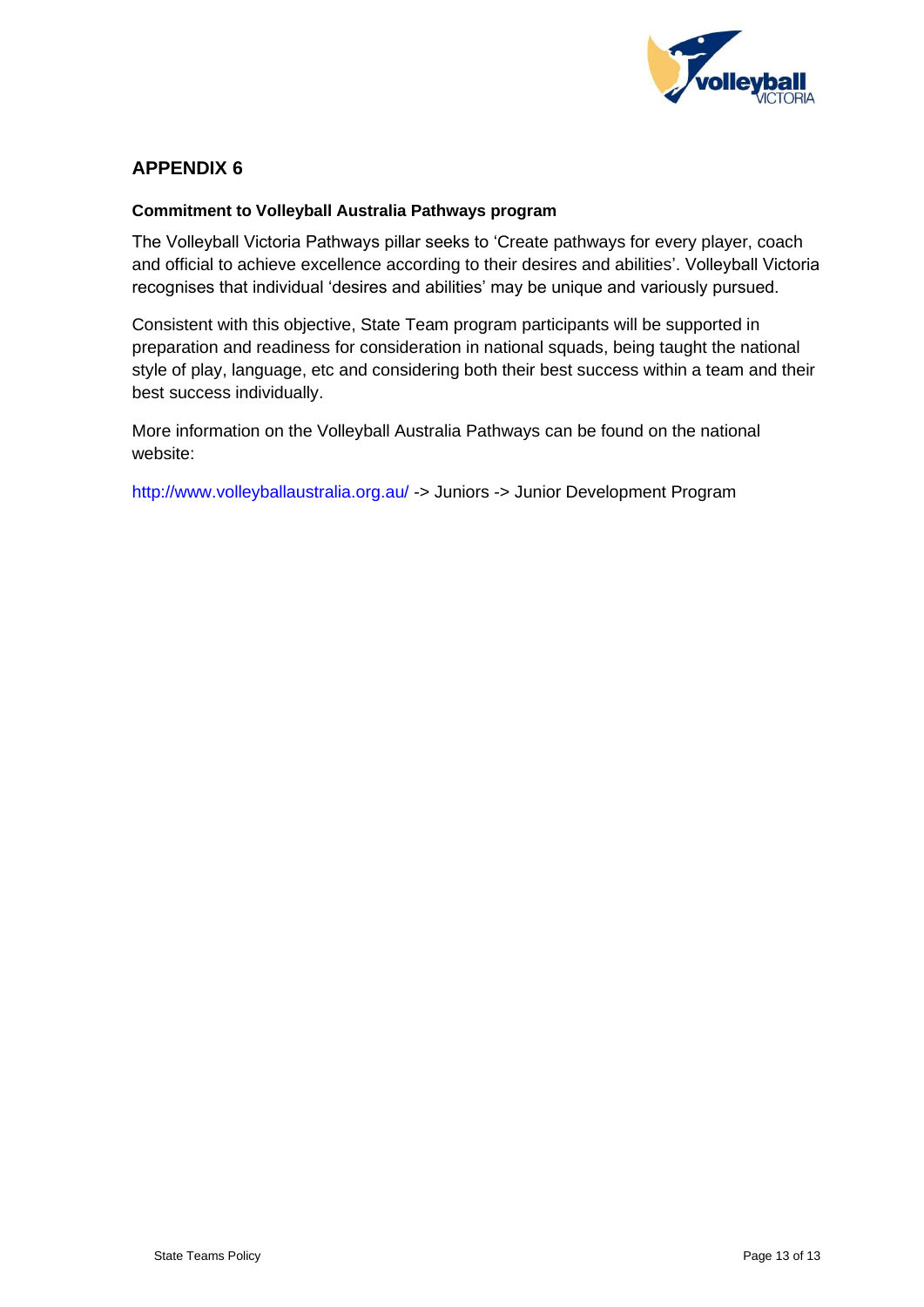## APPENDIX 6

**Commitment to Volleyball Australia Pathways program**

The Volleyball Victoria Pathways pillar seeks to 'Create pathways for every player, coach and official to achieve excellence according to their desires and abilities'. Volleyball Victoria recognises that individual 'desires and abilities' may be unique and variously pursued.

Consistent with this objective, State Team program participants will be supported in preparation and readiness for consideration in national squads, being taught the national style of play, language, etc and considering both their best success within a team and their best success individually.

More information on the Volleyball Australia Pathways can be found on the national website:

http://www.volleyballaustralia.org.au/ -> Juniors -> Junior Development Program